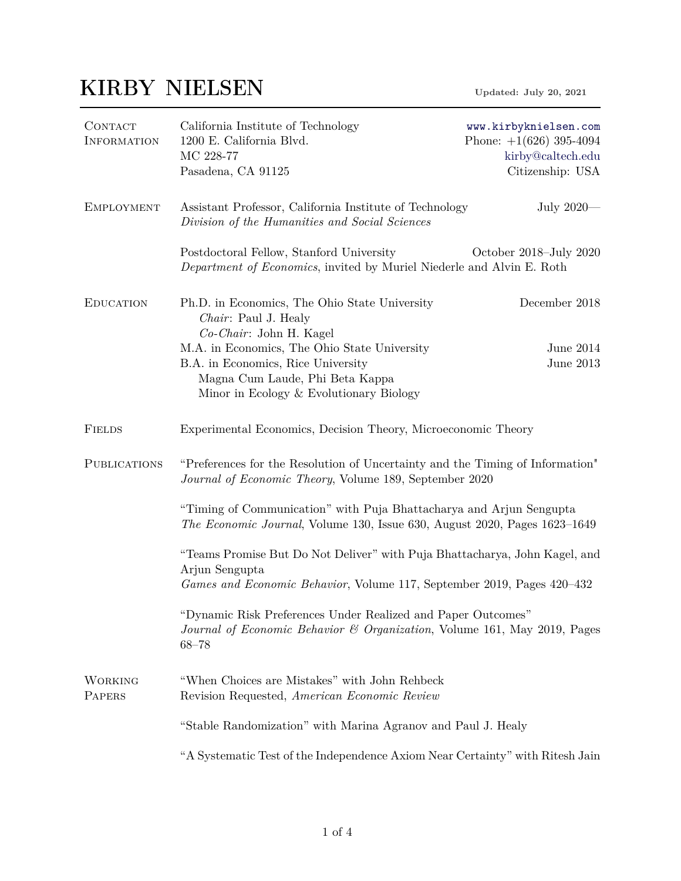# KIRBY NIELSEN

**Updated: July 20, 2021**

## Contact Information

California Institute of Technology
1200 E. California Blvd.
MC 228-77
Pasadena, CA 91125

www.kirbyknielsen.com
Phone: +1(626) 395-4094
kirby@caltech.edu
Citizenship: USA

## Employment

Assistant Professor, California Institute of Technology — July 2020—
*Division of the Humanities and Social Sciences*

Postdoctoral Fellow, Stanford University — October 2018–July 2020
*Department of Economics*, invited by Muriel Niederle and Alvin E. Roth

## Education

Ph.D. in Economics, The Ohio State University — December 2018
*Chair*: Paul J. Healy
*Co-Chair*: John H. Kagel

M.A. in Economics, The Ohio State University — June 2014

B.A. in Economics, Rice University — June 2013
Magna Cum Laude, Phi Beta Kappa
Minor in Ecology & Evolutionary Biology

## Fields

Experimental Economics, Decision Theory, Microeconomic Theory

## Publications

"Preferences for the Resolution of Uncertainty and the Timing of Information"
*Journal of Economic Theory*, Volume 189, September 2020

"Timing of Communication" with Puja Bhattacharya and Arjun Sengupta
*The Economic Journal*, Volume 130, Issue 630, August 2020, Pages 1623–1649

"Teams Promise But Do Not Deliver" with Puja Bhattacharya, John Kagel, and Arjun Sengupta
*Games and Economic Behavior*, Volume 117, September 2019, Pages 420–432

"Dynamic Risk Preferences Under Realized and Paper Outcomes"
*Journal of Economic Behavior & Organization*, Volume 161, May 2019, Pages 68–78

## Working Papers

"When Choices are Mistakes" with John Rehbeck
Revision Requested, *American Economic Review*

"Stable Randomization" with Marina Agranov and Paul J. Healy

"A Systematic Test of the Independence Axiom Near Certainty" with Ritesh Jain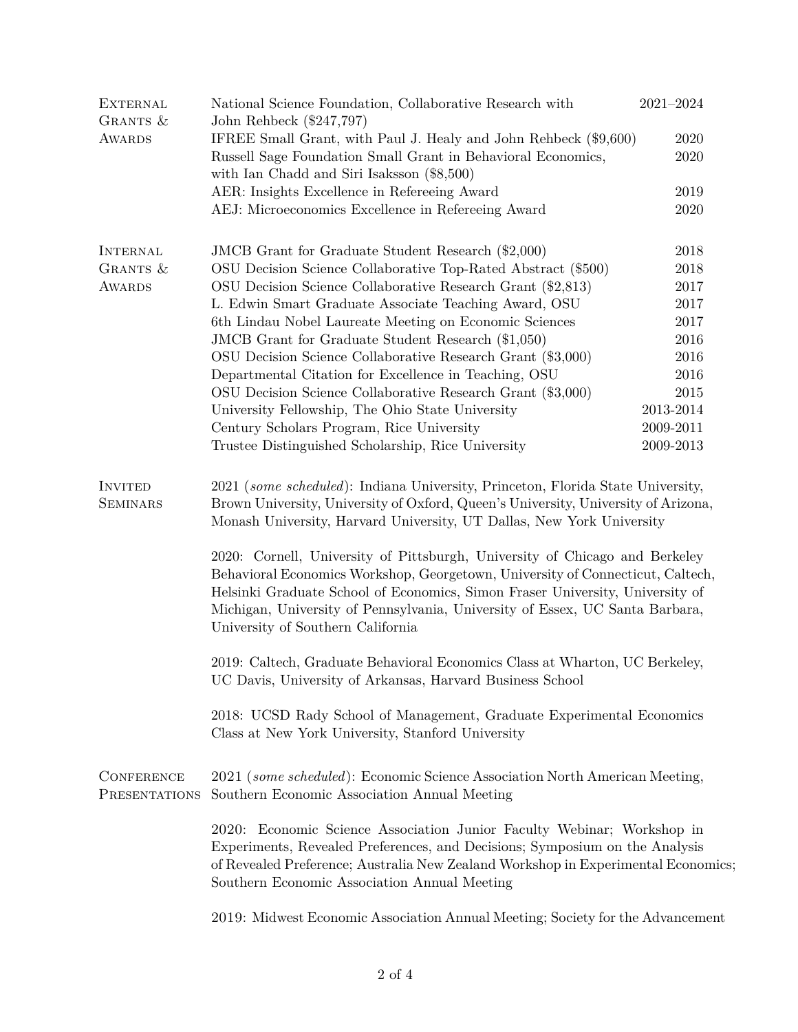## External Grants & Awards

| | |
|---|---|
| National Science Foundation, Collaborative Research with John Rehbeck ($247,797) | 2021–2024 |
| IFREE Small Grant, with Paul J. Healy and John Rehbeck ($9,600) | 2020 |
| Russell Sage Foundation Small Grant in Behavioral Economics, with Ian Chadd and Siri Isaksson ($8,500) | 2020 |
| AER: Insights Excellence in Refereeing Award | 2019 |
| AEJ: Microeconomics Excellence in Refereeing Award | 2020 |

## Internal Grants & Awards

| | |
|---|---|
| JMCB Grant for Graduate Student Research ($2,000) | 2018 |
| OSU Decision Science Collaborative Top-Rated Abstract ($500) | 2018 |
| OSU Decision Science Collaborative Research Grant ($2,813) | 2017 |
| L. Edwin Smart Graduate Associate Teaching Award, OSU | 2017 |
| 6th Lindau Nobel Laureate Meeting on Economic Sciences | 2017 |
| JMCB Grant for Graduate Student Research ($1,050) | 2016 |
| OSU Decision Science Collaborative Research Grant ($3,000) | 2016 |
| Departmental Citation for Excellence in Teaching, OSU | 2016 |
| OSU Decision Science Collaborative Research Grant ($3,000) | 2015 |
| University Fellowship, The Ohio State University | 2013-2014 |
| Century Scholars Program, Rice University | 2009-2011 |
| Trustee Distinguished Scholarship, Rice University | 2009-2013 |

## Invited Seminars

2021 (*some scheduled*): Indiana University, Princeton, Florida State University, Brown University, University of Oxford, Queen's University, University of Arizona, Monash University, Harvard University, UT Dallas, New York University

2020: Cornell, University of Pittsburgh, University of Chicago and Berkeley Behavioral Economics Workshop, Georgetown, University of Connecticut, Caltech, Helsinki Graduate School of Economics, Simon Fraser University, University of Michigan, University of Pennsylvania, University of Essex, UC Santa Barbara, University of Southern California

2019: Caltech, Graduate Behavioral Economics Class at Wharton, UC Berkeley, UC Davis, University of Arkansas, Harvard Business School

2018: UCSD Rady School of Management, Graduate Experimental Economics Class at New York University, Stanford University

## Conference Presentations

2021 (*some scheduled*): Economic Science Association North American Meeting, Southern Economic Association Annual Meeting

2020: Economic Science Association Junior Faculty Webinar; Workshop in Experiments, Revealed Preferences, and Decisions; Symposium on the Analysis of Revealed Preference; Australia New Zealand Workshop in Experimental Economics; Southern Economic Association Annual Meeting

2019: Midwest Economic Association Annual Meeting; Society for the Advancement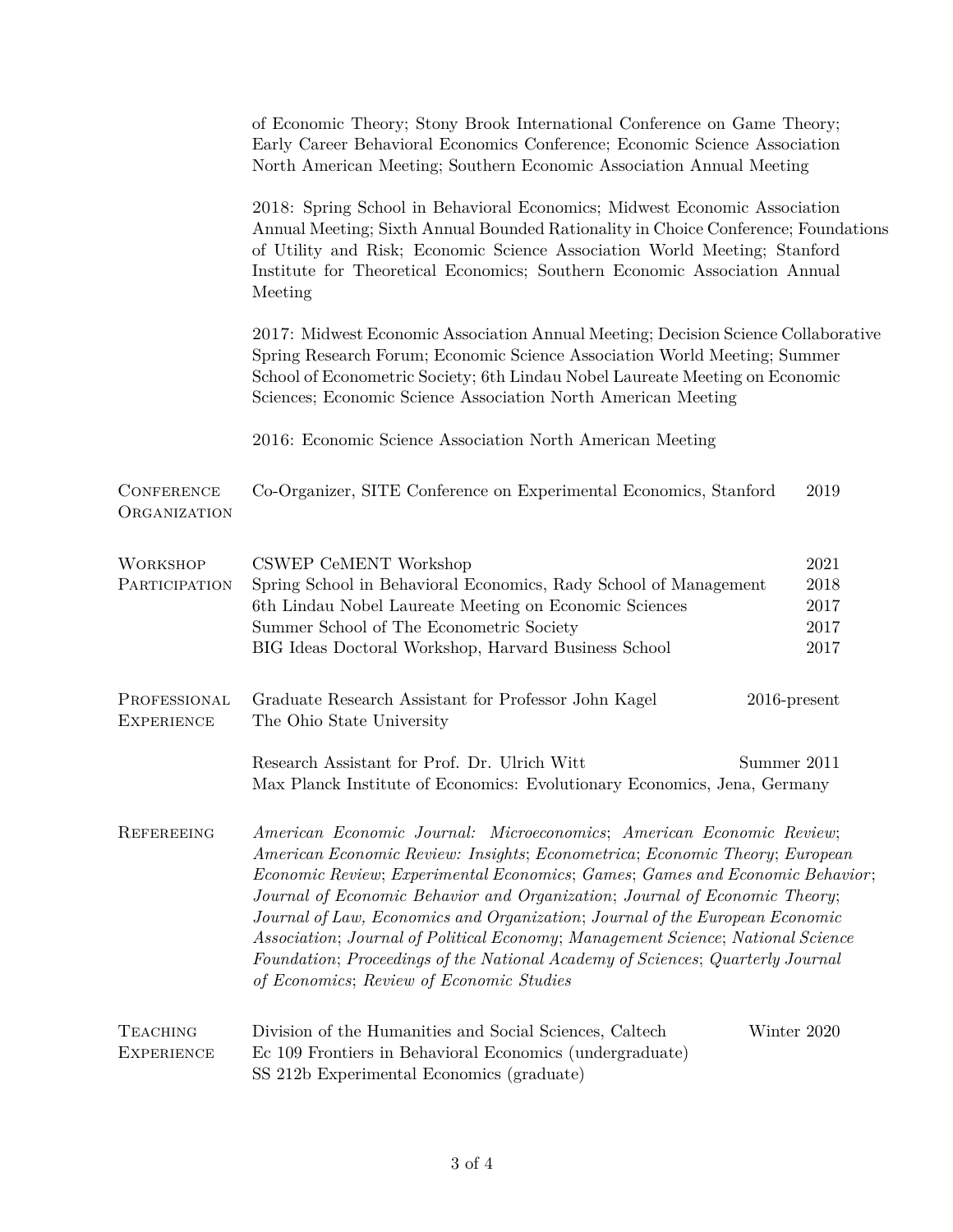of Economic Theory; Stony Brook International Conference on Game Theory; Early Career Behavioral Economics Conference; Economic Science Association North American Meeting; Southern Economic Association Annual Meeting

2018: Spring School in Behavioral Economics; Midwest Economic Association Annual Meeting; Sixth Annual Bounded Rationality in Choice Conference; Foundations of Utility and Risk; Economic Science Association World Meeting; Stanford Institute for Theoretical Economics; Southern Economic Association Annual Meeting

2017: Midwest Economic Association Annual Meeting; Decision Science Collaborative Spring Research Forum; Economic Science Association World Meeting; Summer School of Econometric Society; 6th Lindau Nobel Laureate Meeting on Economic Sciences; Economic Science Association North American Meeting

2016: Economic Science Association North American Meeting

## Conference Organization

Co-Organizer, SITE Conference on Experimental Economics, Stanford — 2019

## Workshop Participation

- CSWEP CeMENT Workshop — 2021
- Spring School in Behavioral Economics, Rady School of Management — 2018
- 6th Lindau Nobel Laureate Meeting on Economic Sciences — 2017
- Summer School of The Econometric Society — 2017
- BIG Ideas Doctoral Workshop, Harvard Business School — 2017

## Professional Experience

Graduate Research Assistant for Professor John Kagel — 2016-present
The Ohio State University

Research Assistant for Prof. Dr. Ulrich Witt — Summer 2011
Max Planck Institute of Economics: Evolutionary Economics, Jena, Germany

## Refereeing

*American Economic Journal: Microeconomics*; *American Economic Review*; *American Economic Review: Insights*; *Econometrica*; *Economic Theory*; *European Economic Review*; *Experimental Economics*; *Games*; *Games and Economic Behavior*; *Journal of Economic Behavior and Organization*; *Journal of Economic Theory*; *Journal of Law, Economics and Organization*; *Journal of the European Economic Association*; *Journal of Political Economy*; *Management Science*; *National Science Foundation*; *Proceedings of the National Academy of Sciences*; *Quarterly Journal of Economics*; *Review of Economic Studies*

## Teaching Experience

Division of the Humanities and Social Sciences, Caltech — Winter 2020
Ec 109 Frontiers in Behavioral Economics (undergraduate)
SS 212b Experimental Economics (graduate)